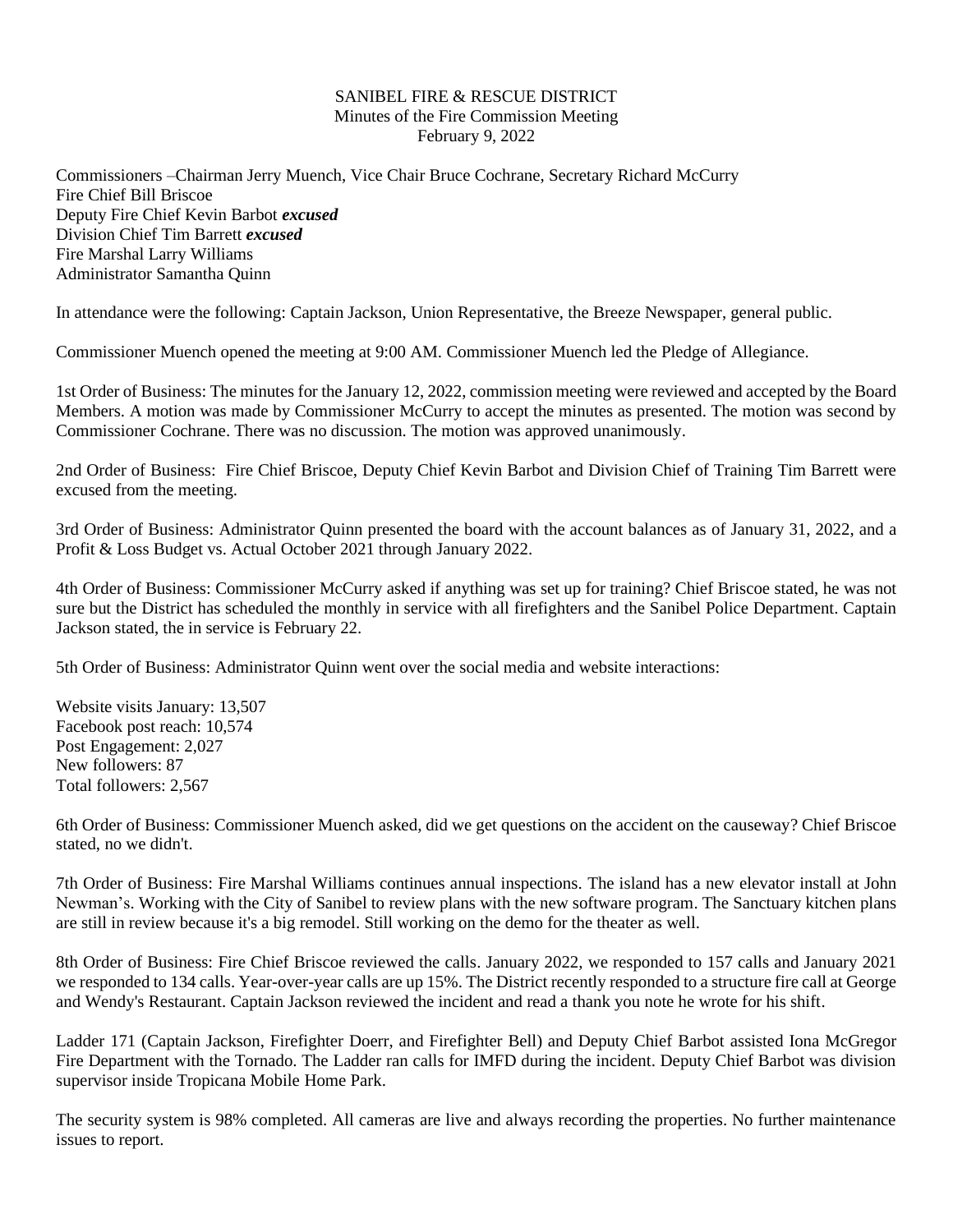SANIBEL FIRE & RESCUE DISTRICT
Minutes of the Fire Commission Meeting
February 9, 2022

Commissioners –Chairman Jerry Muench, Vice Chair Bruce Cochrane, Secretary Richard McCurry
Fire Chief Bill Briscoe
Deputy Fire Chief Kevin Barbot ***excused***
Division Chief Tim Barrett ***excused***
Fire Marshal Larry Williams
Administrator Samantha Quinn

In attendance were the following: Captain Jackson, Union Representative, the Breeze Newspaper, general public.

Commissioner Muench opened the meeting at 9:00 AM. Commissioner Muench led the Pledge of Allegiance.

1st Order of Business: The minutes for the January 12, 2022, commission meeting were reviewed and accepted by the Board Members. A motion was made by Commissioner McCurry to accept the minutes as presented. The motion was second by Commissioner Cochrane. There was no discussion. The motion was approved unanimously.

2nd Order of Business: Fire Chief Briscoe, Deputy Chief Kevin Barbot and Division Chief of Training Tim Barrett were excused from the meeting.

3rd Order of Business: Administrator Quinn presented the board with the account balances as of January 31, 2022, and a Profit & Loss Budget vs. Actual October 2021 through January 2022.

4th Order of Business: Commissioner McCurry asked if anything was set up for training? Chief Briscoe stated, he was not sure but the District has scheduled the monthly in service with all firefighters and the Sanibel Police Department. Captain Jackson stated, the in service is February 22.

5th Order of Business: Administrator Quinn went over the social media and website interactions:

Website visits January: 13,507
Facebook post reach: 10,574
Post Engagement: 2,027
New followers: 87
Total followers: 2,567

6th Order of Business: Commissioner Muench asked, did we get questions on the accident on the causeway? Chief Briscoe stated, no we didn't.

7th Order of Business: Fire Marshal Williams continues annual inspections. The island has a new elevator install at John Newman's. Working with the City of Sanibel to review plans with the new software program. The Sanctuary kitchen plans are still in review because it's a big remodel. Still working on the demo for the theater as well.

8th Order of Business: Fire Chief Briscoe reviewed the calls. January 2022, we responded to 157 calls and January 2021 we responded to 134 calls. Year-over-year calls are up 15%. The District recently responded to a structure fire call at George and Wendy's Restaurant. Captain Jackson reviewed the incident and read a thank you note he wrote for his shift.

Ladder 171 (Captain Jackson, Firefighter Doerr, and Firefighter Bell) and Deputy Chief Barbot assisted Iona McGregor Fire Department with the Tornado. The Ladder ran calls for IMFD during the incident. Deputy Chief Barbot was division supervisor inside Tropicana Mobile Home Park.

The security system is 98% completed. All cameras are live and always recording the properties. No further maintenance issues to report.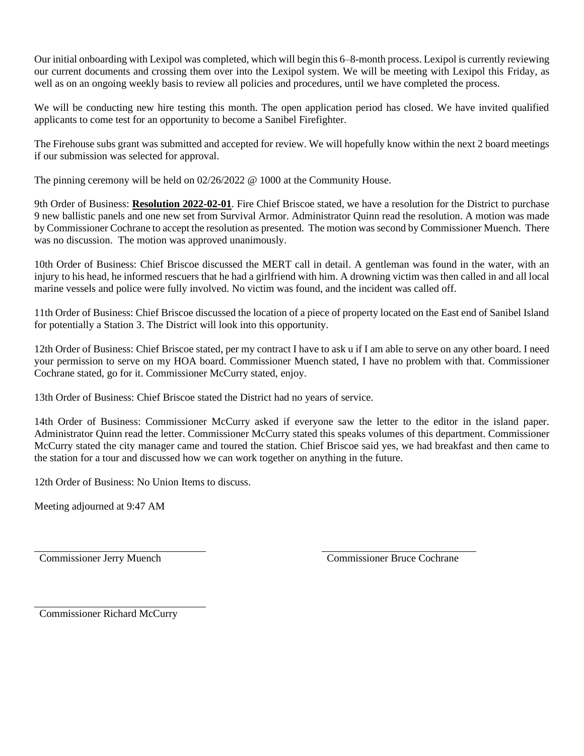Our initial onboarding with Lexipol was completed, which will begin this 6–8-month process. Lexipol is currently reviewing our current documents and crossing them over into the Lexipol system. We will be meeting with Lexipol this Friday, as well as on an ongoing weekly basis to review all policies and procedures, until we have completed the process.

We will be conducting new hire testing this month. The open application period has closed. We have invited qualified applicants to come test for an opportunity to become a Sanibel Firefighter.

The Firehouse subs grant was submitted and accepted for review. We will hopefully know within the next 2 board meetings if our submission was selected for approval.

The pinning ceremony will be held on 02/26/2022 @ 1000 at the Community House.

9th Order of Business: **Resolution 2022-02-01**. Fire Chief Briscoe stated, we have a resolution for the District to purchase 9 new ballistic panels and one new set from Survival Armor. Administrator Quinn read the resolution. A motion was made by Commissioner Cochrane to accept the resolution as presented. The motion was second by Commissioner Muench. There was no discussion. The motion was approved unanimously.

10th Order of Business: Chief Briscoe discussed the MERT call in detail. A gentleman was found in the water, with an injury to his head, he informed rescuers that he had a girlfriend with him. A drowning victim was then called in and all local marine vessels and police were fully involved. No victim was found, and the incident was called off.

11th Order of Business: Chief Briscoe discussed the location of a piece of property located on the East end of Sanibel Island for potentially a Station 3. The District will look into this opportunity.

12th Order of Business: Chief Briscoe stated, per my contract I have to ask u if I am able to serve on any other board. I need your permission to serve on my HOA board. Commissioner Muench stated, I have no problem with that. Commissioner Cochrane stated, go for it. Commissioner McCurry stated, enjoy.

13th Order of Business: Chief Briscoe stated the District had no years of service.

14th Order of Business: Commissioner McCurry asked if everyone saw the letter to the editor in the island paper. Administrator Quinn read the letter. Commissioner McCurry stated this speaks volumes of this department. Commissioner McCurry stated the city manager came and toured the station. Chief Briscoe said yes, we had breakfast and then came to the station for a tour and discussed how we can work together on anything in the future.

12th Order of Business: No Union Items to discuss.

Meeting adjourned at 9:47 AM

Commissioner Jerry Muench

Commissioner Bruce Cochrane

Commissioner Richard McCurry